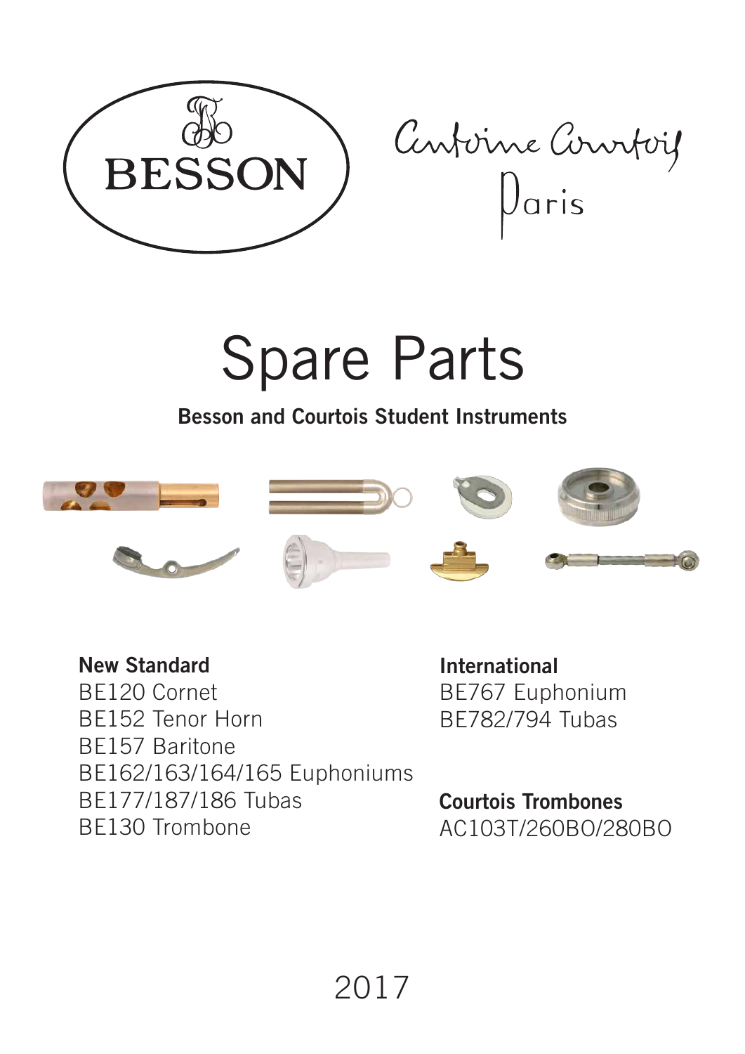BESSON

Antoine Courtois Paris

# Spare Parts

**Besson and Courtois Student Instruments**

**New Standard**
BE120 Cornet
BE152 Tenor Horn
BE157 Baritone
BE162/163/164/165 Euphoniums
BE177/187/186 Tubas
BE130 Trombone

**International**
BE767 Euphonium
BE782/794 Tubas

**Courtois Trombones**
AC103T/260BO/280BO

2017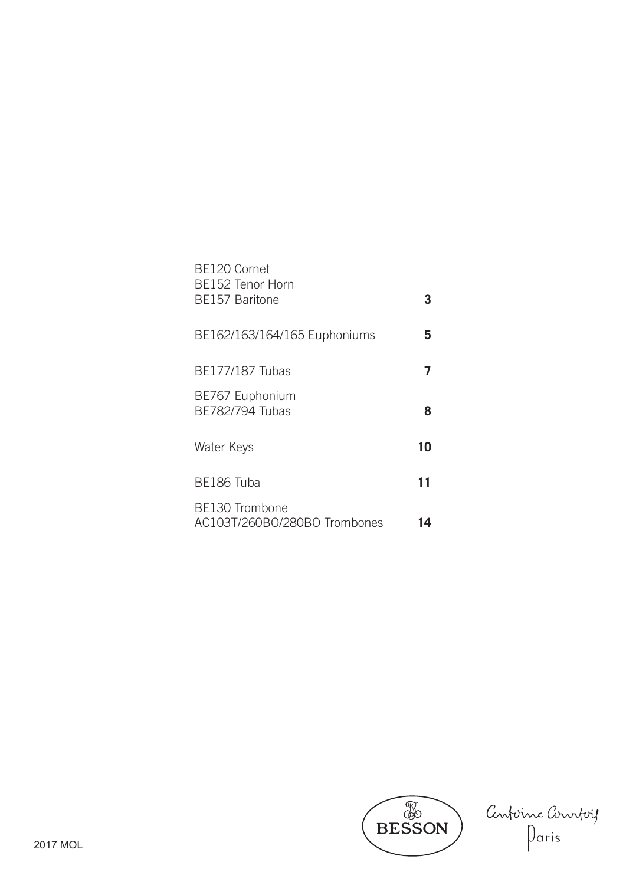| | |
|---|---|
| BE120 Cornet<br>BE152 Tenor Horn<br>BE157 Baritone | **3** |
| BE162/163/164/165 Euphoniums | **5** |
| BE177/187 Tubas | **7** |
| BE767 Euphonium<br>BE782/794 Tubas | **8** |
| Water Keys | **10** |
| BE186 Tuba | **11** |
| BE130 Trombone<br>AC103T/260BO/280BO Trombones | **14** |

BESSON

Antoine Courtois
Paris

2017 MOL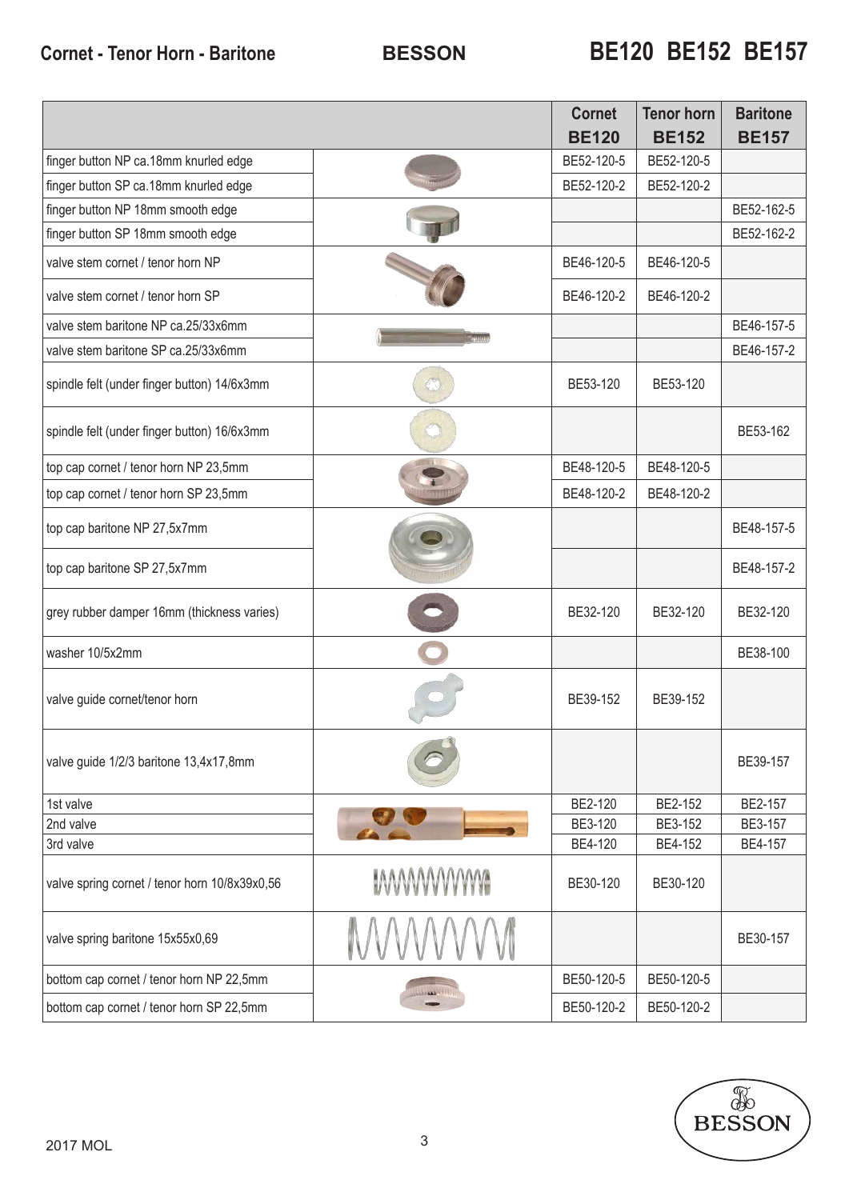## Cornet - Tenor Horn - Baritone

**BESSON**

# BE120 BE152 BE157

| | | Cornet BE120 | Tenor horn BE152 | Baritone BE157 |
|---|---|---|---|---|
| finger button NP ca.18mm knurled edge | | BE52-120-5 | BE52-120-5 | |
| finger button SP ca.18mm knurled edge | | BE52-120-2 | BE52-120-2 | |
| finger button NP 18mm smooth edge | | | | BE52-162-5 |
| finger button SP 18mm smooth edge | | | | BE52-162-2 |
| valve stem cornet / tenor horn NP | | BE46-120-5 | BE46-120-5 | |
| valve stem cornet / tenor horn SP | | BE46-120-2 | BE46-120-2 | |
| valve stem baritone NP ca.25/33x6mm | | | | BE46-157-5 |
| valve stem baritone SP ca.25/33x6mm | | | | BE46-157-2 |
| spindle felt (under finger button) 14/6x3mm | | BE53-120 | BE53-120 | |
| spindle felt (under finger button) 16/6x3mm | | | | BE53-162 |
| top cap cornet / tenor horn NP 23,5mm | | BE48-120-5 | BE48-120-5 | |
| top cap cornet / tenor horn SP 23,5mm | | BE48-120-2 | BE48-120-2 | |
| top cap baritone NP 27,5x7mm | | | | BE48-157-5 |
| top cap baritone SP 27,5x7mm | | | | BE48-157-2 |
| grey rubber damper 16mm (thickness varies) | | BE32-120 | BE32-120 | BE32-120 |
| washer 10/5x2mm | | | | BE38-100 |
| valve guide cornet/tenor horn | | BE39-152 | BE39-152 | |
| valve guide 1/2/3 baritone 13,4x17,8mm | | | | BE39-157 |
| 1st valve | | BE2-120 | BE2-152 | BE2-157 |
| 2nd valve | | BE3-120 | BE3-152 | BE3-157 |
| 3rd valve | | BE4-120 | BE4-152 | BE4-157 |
| valve spring cornet / tenor horn 10/8x39x0,56 | | BE30-120 | BE30-120 | |
| valve spring baritone 15x55x0,69 | | | | BE30-157 |
| bottom cap cornet / tenor horn NP 22,5mm | | BE50-120-5 | BE50-120-5 | |
| bottom cap cornet / tenor horn SP 22,5mm | | BE50-120-2 | BE50-120-2 | |

2017 MOL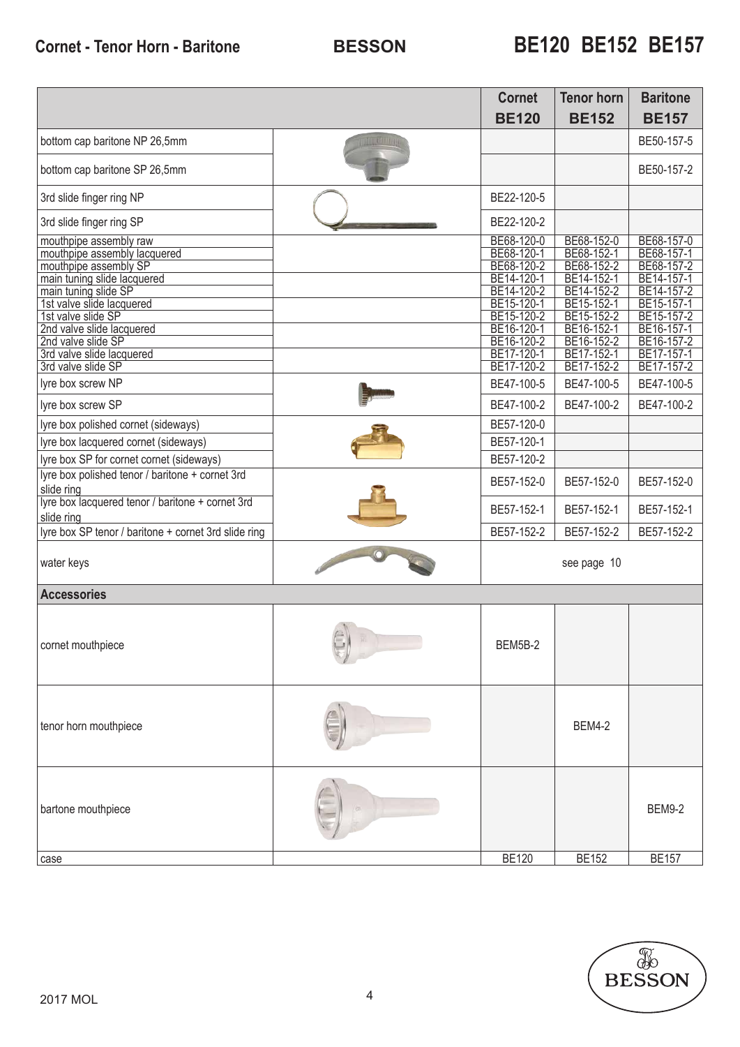# Cornet - Tenor Horn - Baritone

**BESSON**

# BE120 BE152 BE157

| | | Cornet BE120 | Tenor horn BE152 | Baritone BE157 |
|---|---|---|---|---|
| bottom cap baritone NP 26,5mm | | | | BE50-157-5 |
| bottom cap baritone SP 26,5mm | | | | BE50-157-2 |
| 3rd slide finger ring NP | | BE22-120-5 | | |
| 3rd slide finger ring SP | | BE22-120-2 | | |
| mouthpipe assembly raw | | BE68-120-0 | BE68-152-0 | BE68-157-0 |
| mouthpipe assembly lacquered | | BE68-120-1 | BE68-152-1 | BE68-157-1 |
| mouthpipe assembly SP | | BE68-120-2 | BE68-152-2 | BE68-157-2 |
| main tuning slide lacquered | | BE14-120-1 | BE14-152-1 | BE14-157-1 |
| main tuning slide SP | | BE14-120-2 | BE14-152-2 | BE14-157-2 |
| 1st valve slide lacquered | | BE15-120-1 | BE15-152-1 | BE15-157-1 |
| 1st valve slide SP | | BE15-120-2 | BE15-152-2 | BE15-157-2 |
| 2nd valve slide lacquered | | BE16-120-1 | BE16-152-1 | BE16-157-1 |
| 2nd valve slide SP | | BE16-120-2 | BE16-152-2 | BE16-157-2 |
| 3rd valve slide lacquered | | BE17-120-1 | BE17-152-1 | BE17-157-1 |
| 3rd valve slide SP | | BE17-120-2 | BE17-152-2 | BE17-157-2 |
| lyre box screw NP | | BE47-100-5 | BE47-100-5 | BE47-100-5 |
| lyre box screw SP | | BE47-100-2 | BE47-100-2 | BE47-100-2 |
| lyre box polished cornet (sideways) | | BE57-120-0 | | |
| lyre box lacquered cornet (sideways) | | BE57-120-1 | | |
| lyre box SP for cornet cornet (sideways) | | BE57-120-2 | | |
| lyre box polished tenor / baritone + cornet 3rd slide ring | | BE57-152-0 | BE57-152-0 | BE57-152-0 |
| lyre box lacquered tenor / baritone + cornet 3rd slide ring | | BE57-152-1 | BE57-152-1 | BE57-152-1 |
| lyre box SP tenor / baritone + cornet 3rd slide ring | | BE57-152-2 | BE57-152-2 | BE57-152-2 |
| water keys | | see page 10 | | |
| **Accessories** | | | | |
| cornet mouthpiece | | BEM5B-2 | | |
| tenor horn mouthpiece | | | BEM4-2 | |
| bartone mouthpiece | | | | BEM9-2 |
| case | | BE120 | BE152 | BE157 |

2017 MOL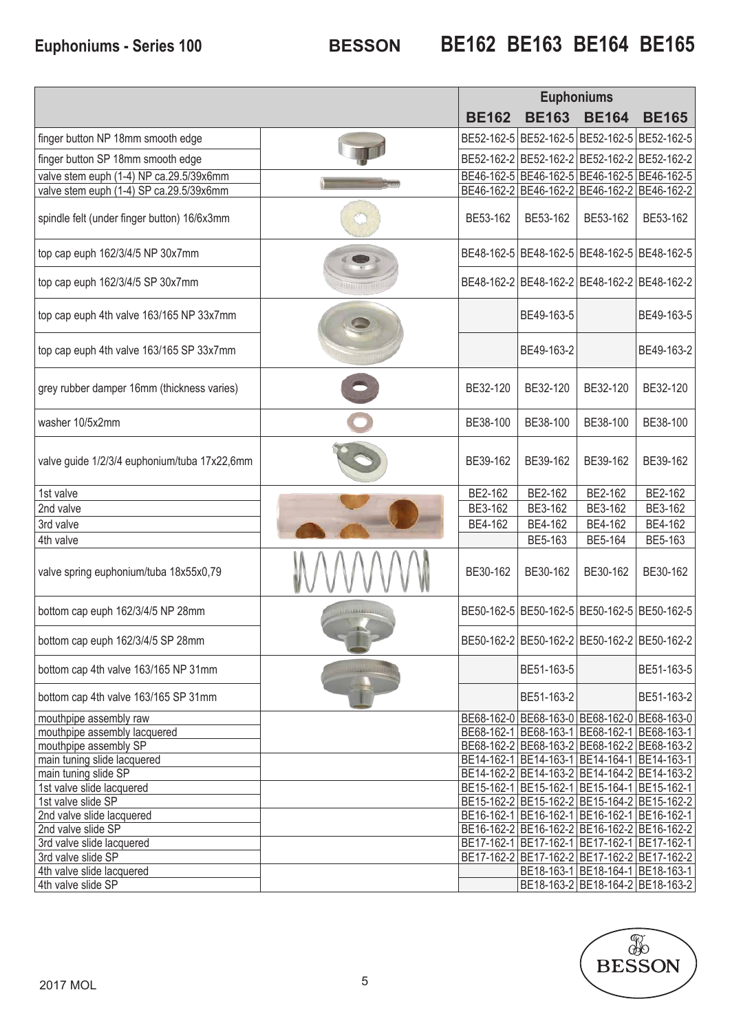# Euphoniums - Series 100

**BESSON** **BE162 BE163 BE164 BE165**

| | Euphoniums | | | |
|---|---|---|---|---|
| | **BE162** | **BE163** | **BE164** | **BE165** |
| finger button NP 18mm smooth edge | BE52-162-5 | BE52-162-5 | BE52-162-5 | BE52-162-5 |
| finger button SP 18mm smooth edge | BE52-162-2 | BE52-162-2 | BE52-162-2 | BE52-162-2 |
| valve stem euph (1-4) NP ca.29.5/39x6mm | BE46-162-5 | BE46-162-5 | BE46-162-5 | BE46-162-5 |
| valve stem euph (1-4) SP ca.29.5/39x6mm | BE46-162-2 | BE46-162-2 | BE46-162-2 | BE46-162-2 |
| spindle felt (under finger button) 16/6x3mm | BE53-162 | BE53-162 | BE53-162 | BE53-162 |
| top cap euph 162/3/4/5 NP 30x7mm | BE48-162-5 | BE48-162-5 | BE48-162-5 | BE48-162-5 |
| top cap euph 162/3/4/5 SP 30x7mm | BE48-162-2 | BE48-162-2 | BE48-162-2 | BE48-162-2 |
| top cap euph 4th valve 163/165 NP 33x7mm | | BE49-163-5 | | BE49-163-5 |
| top cap euph 4th valve 163/165 SP 33x7mm | | BE49-163-2 | | BE49-163-2 |
| grey rubber damper 16mm (thickness varies) | BE32-120 | BE32-120 | BE32-120 | BE32-120 |
| washer 10/5x2mm | BE38-100 | BE38-100 | BE38-100 | BE38-100 |
| valve guide 1/2/3/4 euphonium/tuba 17x22,6mm | BE39-162 | BE39-162 | BE39-162 | BE39-162 |
| 1st valve | BE2-162 | BE2-162 | BE2-162 | BE2-162 |
| 2nd valve | BE3-162 | BE3-162 | BE3-162 | BE3-162 |
| 3rd valve | BE4-162 | BE4-162 | BE4-162 | BE4-162 |
| 4th valve | | BE5-163 | BE5-164 | BE5-163 |
| valve spring euphonium/tuba 18x55x0,79 | BE30-162 | BE30-162 | BE30-162 | BE30-162 |
| bottom cap euph 162/3/4/5 NP 28mm | BE50-162-5 | BE50-162-5 | BE50-162-5 | BE50-162-5 |
| bottom cap euph 162/3/4/5 SP 28mm | BE50-162-2 | BE50-162-2 | BE50-162-2 | BE50-162-2 |
| bottom cap 4th valve 163/165 NP 31mm | | BE51-163-5 | | BE51-163-5 |
| bottom cap 4th valve 163/165 SP 31mm | | BE51-163-2 | | BE51-163-2 |
| mouthpipe assembly raw | BE68-162-0 | BE68-163-0 | BE68-162-0 | BE68-163-0 |
| mouthpipe assembly lacquered | BE68-162-1 | BE68-163-1 | BE68-162-1 | BE68-163-1 |
| mouthpipe assembly SP | BE68-162-2 | BE68-163-2 | BE68-162-2 | BE68-163-2 |
| main tuning slide lacquered | BE14-162-1 | BE14-163-1 | BE14-164-1 | BE14-163-1 |
| main tuning slide SP | BE14-162-2 | BE14-163-2 | BE14-164-2 | BE14-163-2 |
| 1st valve slide lacquered | BE15-162-1 | BE15-162-1 | BE15-164-1 | BE15-162-1 |
| 1st valve slide SP | BE15-162-2 | BE15-162-2 | BE15-164-2 | BE15-162-2 |
| 2nd valve slide lacquered | BE16-162-1 | BE16-162-1 | BE16-162-1 | BE16-162-1 |
| 2nd valve slide SP | BE16-162-2 | BE16-162-2 | BE16-162-2 | BE16-162-2 |
| 3rd valve slide lacquered | BE17-162-1 | BE17-162-1 | BE17-162-1 | BE17-162-1 |
| 3rd valve slide SP | BE17-162-2 | BE17-162-2 | BE17-162-2 | BE17-162-2 |
| 4th valve slide lacquered | | BE18-163-1 | BE18-164-1 | BE18-163-1 |
| 4th valve slide SP | | BE18-163-2 | BE18-164-2 | BE18-163-2 |

2017 MOL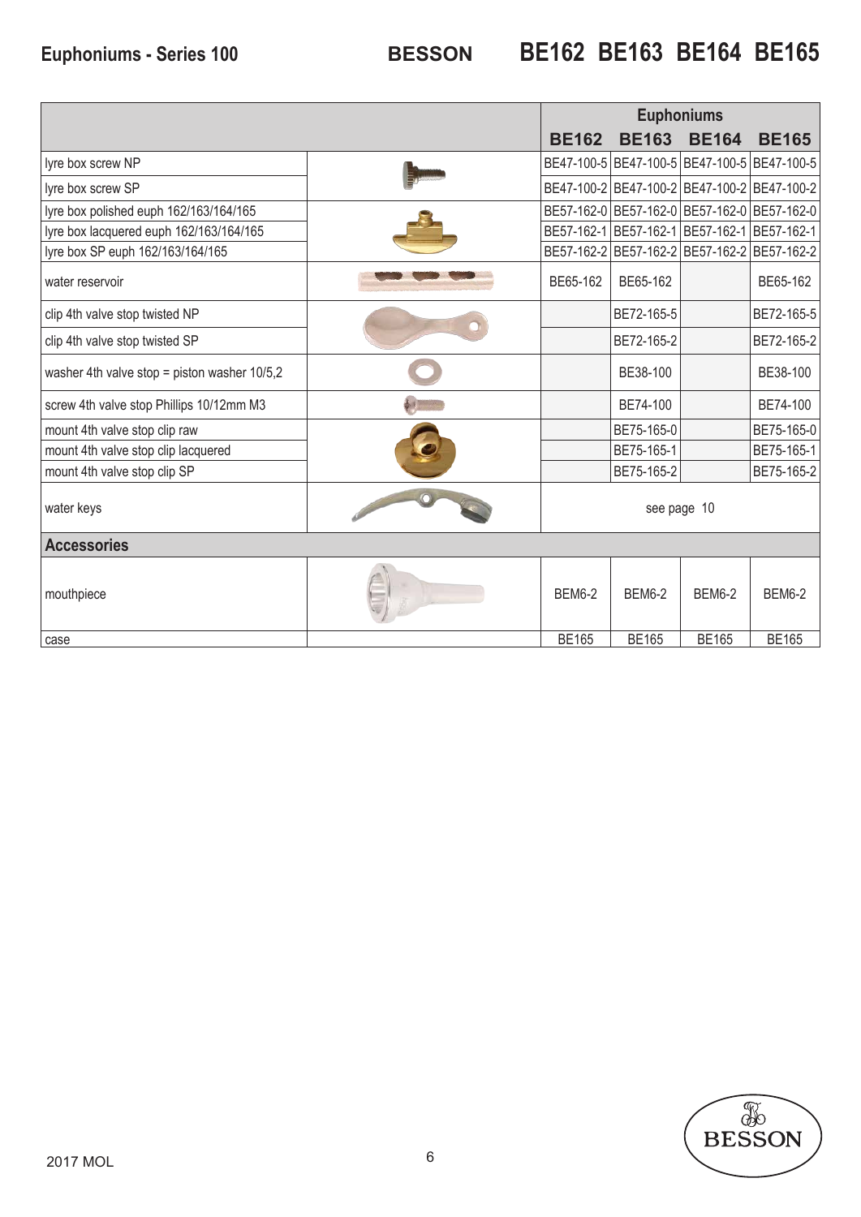# Euphoniums - Series 100 BESSON BE162 BE163 BE164 BE165

| | | Euphoniums | | | |
|---|---|---|---|---|---|
| | | **BE162** | **BE163** | **BE164** | **BE165** |
| lyre box screw NP | | BE47-100-5 | BE47-100-5 | BE47-100-5 | BE47-100-5 |
| lyre box screw SP | | BE47-100-2 | BE47-100-2 | BE47-100-2 | BE47-100-2 |
| lyre box polished euph 162/163/164/165 | | BE57-162-0 | BE57-162-0 | BE57-162-0 | BE57-162-0 |
| lyre box lacquered euph 162/163/164/165 | | BE57-162-1 | BE57-162-1 | BE57-162-1 | BE57-162-1 |
| lyre box SP euph 162/163/164/165 | | BE57-162-2 | BE57-162-2 | BE57-162-2 | BE57-162-2 |
| water reservoir | | BE65-162 | BE65-162 | | BE65-162 |
| clip 4th valve stop twisted NP | | | BE72-165-5 | | BE72-165-5 |
| clip 4th valve stop twisted SP | | | BE72-165-2 | | BE72-165-2 |
| washer 4th valve stop = piston washer 10/5,2 | | | BE38-100 | | BE38-100 |
| screw 4th valve stop Phillips 10/12mm M3 | | | BE74-100 | | BE74-100 |
| mount 4th valve stop clip raw | | | BE75-165-0 | | BE75-165-0 |
| mount 4th valve stop clip lacquered | | | BE75-165-1 | | BE75-165-1 |
| mount 4th valve stop clip SP | | | BE75-165-2 | | BE75-165-2 |
| water keys | | see page 10 | | | |
| **Accessories** | | | | | |
| mouthpiece | | BEM6-2 | BEM6-2 | BEM6-2 | BEM6-2 |
| case | | BE165 | BE165 | BE165 | BE165 |

2017 MOL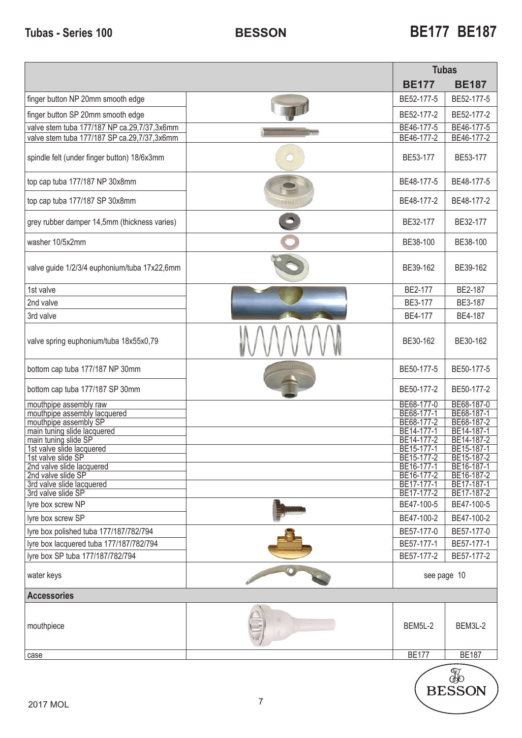# Tubas - Series 100 BESSON BE177 BE187

| | Tubas | |
|---|---|---|
| | **BE177** | **BE187** |
| finger button NP 20mm smooth edge | BE52-177-5 | BE52-177-5 |
| finger button SP 20mm smooth edge | BE52-177-2 | BE52-177-2 |
| valve stem tuba 177/187 NP ca.29,7/37,3x6mm | BE46-177-5 | BE46-177-5 |
| valve stem tuba 177/187 SP ca.29,7/37,3x6mm | BE46-177-2 | BE46-177-2 |
| spindle felt (under finger button) 18/6x3mm | BE53-177 | BE53-177 |
| top cap tuba 177/187 NP 30x8mm | BE48-177-5 | BE48-177-5 |
| top cap tuba 177/187 SP 30x8mm | BE48-177-2 | BE48-177-2 |
| grey rubber damper 14,5mm (thickness varies) | BE32-177 | BE32-177 |
| washer 10/5x2mm | BE38-100 | BE38-100 |
| valve guide 1/2/3/4 euphonium/tuba 17x22,6mm | BE39-162 | BE39-162 |
| 1st valve | BE2-177 | BE2-187 |
| 2nd valve | BE3-177 | BE3-187 |
| 3rd valve | BE4-177 | BE4-187 |
| valve spring euphonium/tuba 18x55x0,79 | BE30-162 | BE30-162 |
| bottom cap tuba 177/187 NP 30mm | BE50-177-5 | BE50-177-5 |
| bottom cap tuba 177/187 SP 30mm | BE50-177-2 | BE50-177-2 |
| mouthpipe assembly raw | BE68-177-0 | BE68-187-0 |
| mouthpipe assembly lacquered | BE68-177-1 | BE68-187-1 |
| mouthpipe assembly SP | BE68-177-2 | BE68-187-2 |
| main tuning slide lacquered | BE14-177-1 | BE14-187-1 |
| main tuning slide SP | BE14-177-2 | BE14-187-2 |
| 1st valve slide lacquered | BE15-177-1 | BE15-187-1 |
| 1st valve slide SP | BE15-177-2 | BE15-187-2 |
| 2nd valve slide lacquered | BE16-177-1 | BE16-187-1 |
| 2nd valve slide SP | BE16-177-2 | BE16-187-2 |
| 3rd valve slide lacquered | BE17-177-1 | BE17-187-1 |
| 3rd valve slide SP | BE17-177-2 | BE17-187-2 |
| lyre box screw NP | BE47-100-5 | BE47-100-5 |
| lyre box screw SP | BE47-100-2 | BE47-100-2 |
| lyre box polished tuba 177/187/782/794 | BE57-177-0 | BE57-177-0 |
| lyre box lacquered tuba 177/187/782/794 | BE57-177-1 | BE57-177-1 |
| lyre box SP tuba 177/187/782/794 | BE57-177-2 | BE57-177-2 |
| water keys | see page 10 | |
| **Accessories** | | |
| mouthpiece | BEM5L-2 | BEM3L-2 |
| case | BE177 | BE187 |

2017 MOL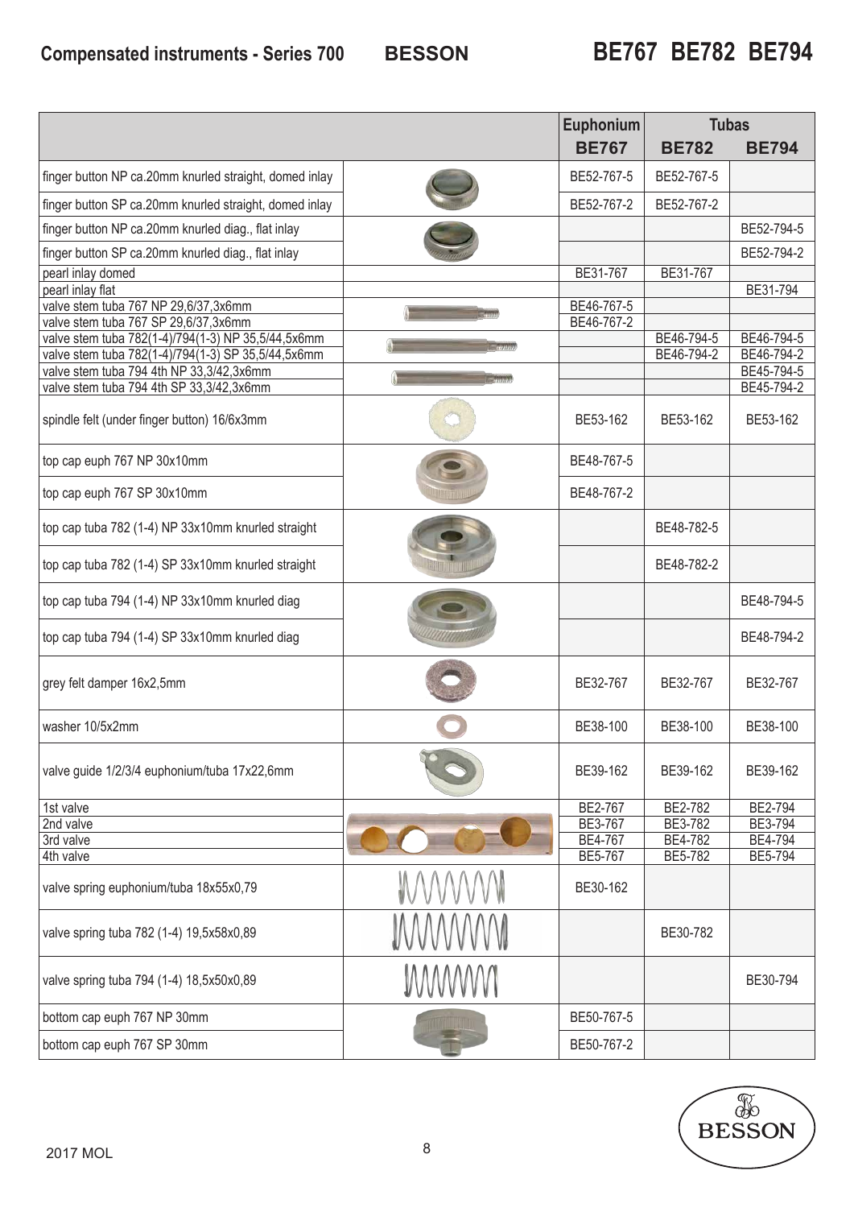## Compensated instruments - Series 700 BESSON BE767 BE782 BE794

| | | Euphonium | Tubas | |
|---|---|---|---|---|
| | | BE767 | BE782 | BE794 |
| finger button NP ca.20mm knurled straight, domed inlay | | BE52-767-5 | BE52-767-5 | |
| finger button SP ca.20mm knurled straight, domed inlay | | BE52-767-2 | BE52-767-2 | |
| finger button NP ca.20mm knurled diag., flat inlay | | | | BE52-794-5 |
| finger button SP ca.20mm knurled diag., flat inlay | | | | BE52-794-2 |
| pearl inlay domed | | BE31-767 | BE31-767 | |
| pearl inlay flat | | | | BE31-794 |
| valve stem tuba 767 NP 29,6/37,3x6mm | | BE46-767-5 | | |
| valve stem tuba 767 SP 29,6/37,3x6mm | | BE46-767-2 | | |
| valve stem tuba 782(1-4)/794(1-3) NP 35,5/44,5x6mm | | | BE46-794-5 | BE46-794-5 |
| valve stem tuba 782(1-4)/794(1-3) SP 35,5/44,5x6mm | | | BE46-794-2 | BE46-794-2 |
| valve stem tuba 794 4th NP 33,3/42,3x6mm | | | | BE45-794-5 |
| valve stem tuba 794 4th SP 33,3/42,3x6mm | | | | BE45-794-2 |
| spindle felt (under finger button) 16/6x3mm | | BE53-162 | BE53-162 | BE53-162 |
| top cap euph 767 NP 30x10mm | | BE48-767-5 | | |
| top cap euph 767 SP 30x10mm | | BE48-767-2 | | |
| top cap tuba 782 (1-4) NP 33x10mm knurled straight | | | BE48-782-5 | |
| top cap tuba 782 (1-4) SP 33x10mm knurled straight | | | BE48-782-2 | |
| top cap tuba 794 (1-4) NP 33x10mm knurled diag | | | | BE48-794-5 |
| top cap tuba 794 (1-4) SP 33x10mm knurled diag | | | | BE48-794-2 |
| grey felt damper 16x2,5mm | | BE32-767 | BE32-767 | BE32-767 |
| washer 10/5x2mm | | BE38-100 | BE38-100 | BE38-100 |
| valve guide 1/2/3/4 euphonium/tuba 17x22,6mm | | BE39-162 | BE39-162 | BE39-162 |
| 1st valve | | BE2-767 | BE2-782 | BE2-794 |
| 2nd valve | | BE3-767 | BE3-782 | BE3-794 |
| 3rd valve | | BE4-767 | BE4-782 | BE4-794 |
| 4th valve | | BE5-767 | BE5-782 | BE5-794 |
| valve spring euphonium/tuba 18x55x0,79 | | BE30-162 | | |
| valve spring tuba 782 (1-4) 19,5x58x0,89 | | | BE30-782 | |
| valve spring tuba 794 (1-4) 18,5x50x0,89 | | | | BE30-794 |
| bottom cap euph 767 NP 30mm | | BE50-767-5 | | |
| bottom cap euph 767 SP 30mm | | BE50-767-2 | | |

2017 MOL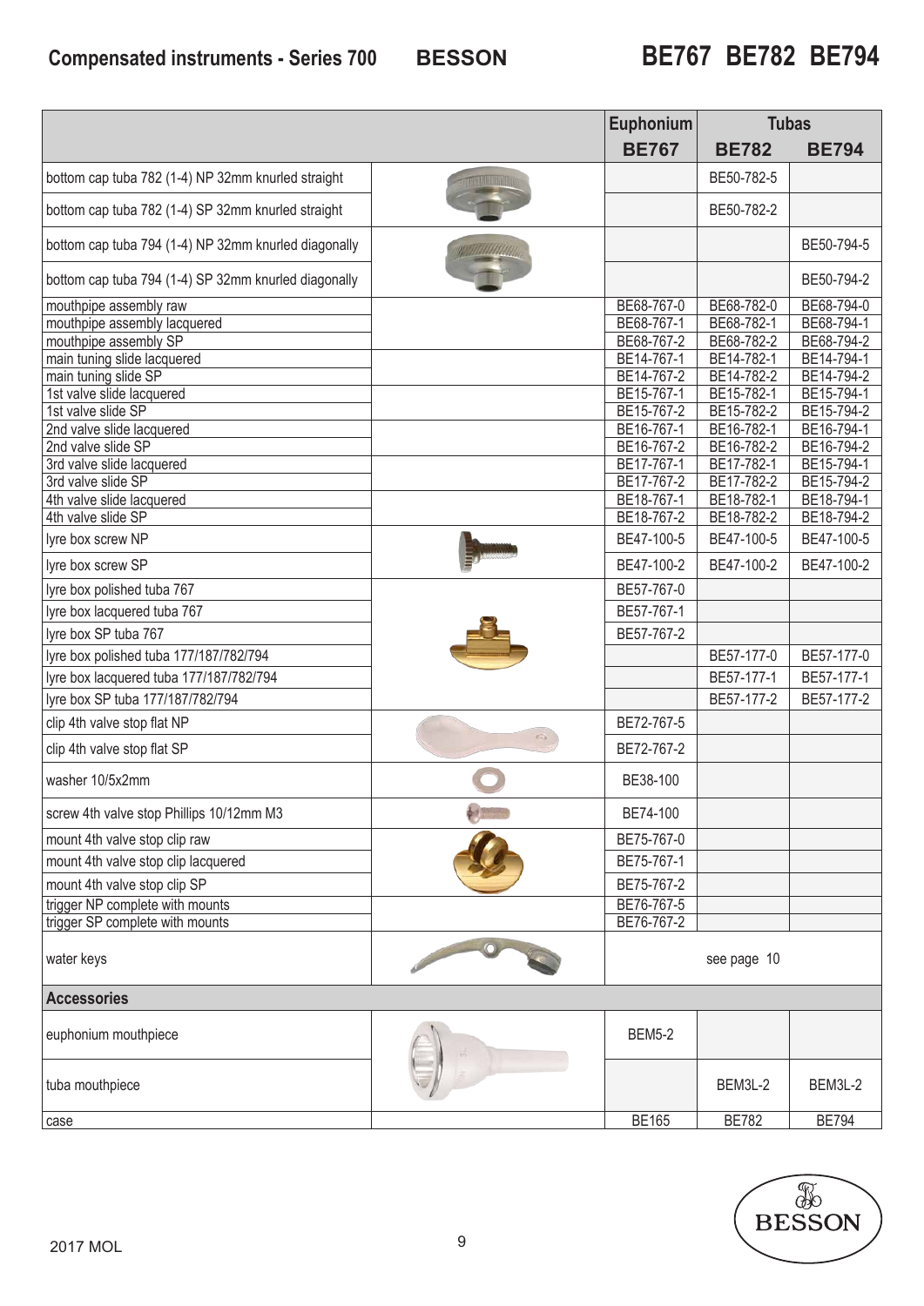## Compensated instruments - Series 700 BESSON BE767 BE782 BE794

| | Euphonium | Tubas | |
|---|---|---|---|
| | **BE767** | **BE782** | **BE794** |
| bottom cap tuba 782 (1-4) NP 32mm knurled straight | | BE50-782-5 | |
| bottom cap tuba 782 (1-4) SP 32mm knurled straight | | BE50-782-2 | |
| bottom cap tuba 794 (1-4) NP 32mm knurled diagonally | | | BE50-794-5 |
| bottom cap tuba 794 (1-4) SP 32mm knurled diagonally | | | BE50-794-2 |
| mouthpipe assembly raw | BE68-767-0 | BE68-782-0 | BE68-794-0 |
| mouthpipe assembly lacquered | BE68-767-1 | BE68-782-1 | BE68-794-1 |
| mouthpipe assembly SP | BE68-767-2 | BE68-782-2 | BE68-794-2 |
| main tuning slide lacquered | BE14-767-1 | BE14-782-1 | BE14-794-1 |
| main tuning slide SP | BE14-767-2 | BE14-782-2 | BE14-794-2 |
| 1st valve slide lacquered | BE15-767-1 | BE15-782-1 | BE15-794-1 |
| 1st valve slide SP | BE15-767-2 | BE15-782-2 | BE15-794-2 |
| 2nd valve slide lacquered | BE16-767-1 | BE16-782-1 | BE16-794-1 |
| 2nd valve slide SP | BE16-767-2 | BE16-782-2 | BE16-794-2 |
| 3rd valve slide lacquered | BE17-767-1 | BE17-782-1 | BE15-794-1 |
| 3rd valve slide SP | BE17-767-2 | BE17-782-2 | BE15-794-2 |
| 4th valve slide lacquered | BE18-767-1 | BE18-782-1 | BE18-794-1 |
| 4th valve slide SP | BE18-767-2 | BE18-782-2 | BE18-794-2 |
| lyre box screw NP | BE47-100-5 | BE47-100-5 | BE47-100-5 |
| lyre box screw SP | BE47-100-2 | BE47-100-2 | BE47-100-2 |
| lyre box polished tuba 767 | BE57-767-0 | | |
| lyre box lacquered tuba 767 | BE57-767-1 | | |
| lyre box SP tuba 767 | BE57-767-2 | | |
| lyre box polished tuba 177/187/782/794 | | BE57-177-0 | BE57-177-0 |
| lyre box lacquered tuba 177/187/782/794 | | BE57-177-1 | BE57-177-1 |
| lyre box SP tuba 177/187/782/794 | | BE57-177-2 | BE57-177-2 |
| clip 4th valve stop flat NP | BE72-767-5 | | |
| clip 4th valve stop flat SP | BE72-767-2 | | |
| washer 10/5x2mm | BE38-100 | | |
| screw 4th valve stop Phillips 10/12mm M3 | BE74-100 | | |
| mount 4th valve stop clip raw | BE75-767-0 | | |
| mount 4th valve stop clip lacquered | BE75-767-1 | | |
| mount 4th valve stop clip SP | BE75-767-2 | | |
| trigger NP complete with mounts | BE76-767-5 | | |
| trigger SP complete with mounts | BE76-767-2 | | |
| water keys | see page 10 | | |
| **Accessories** | | | |
| euphonium mouthpiece | BEM5-2 | | |
| tuba mouthpiece | | BEM3L-2 | BEM3L-2 |
| case | BE165 | BE782 | BE794 |

2017 MOL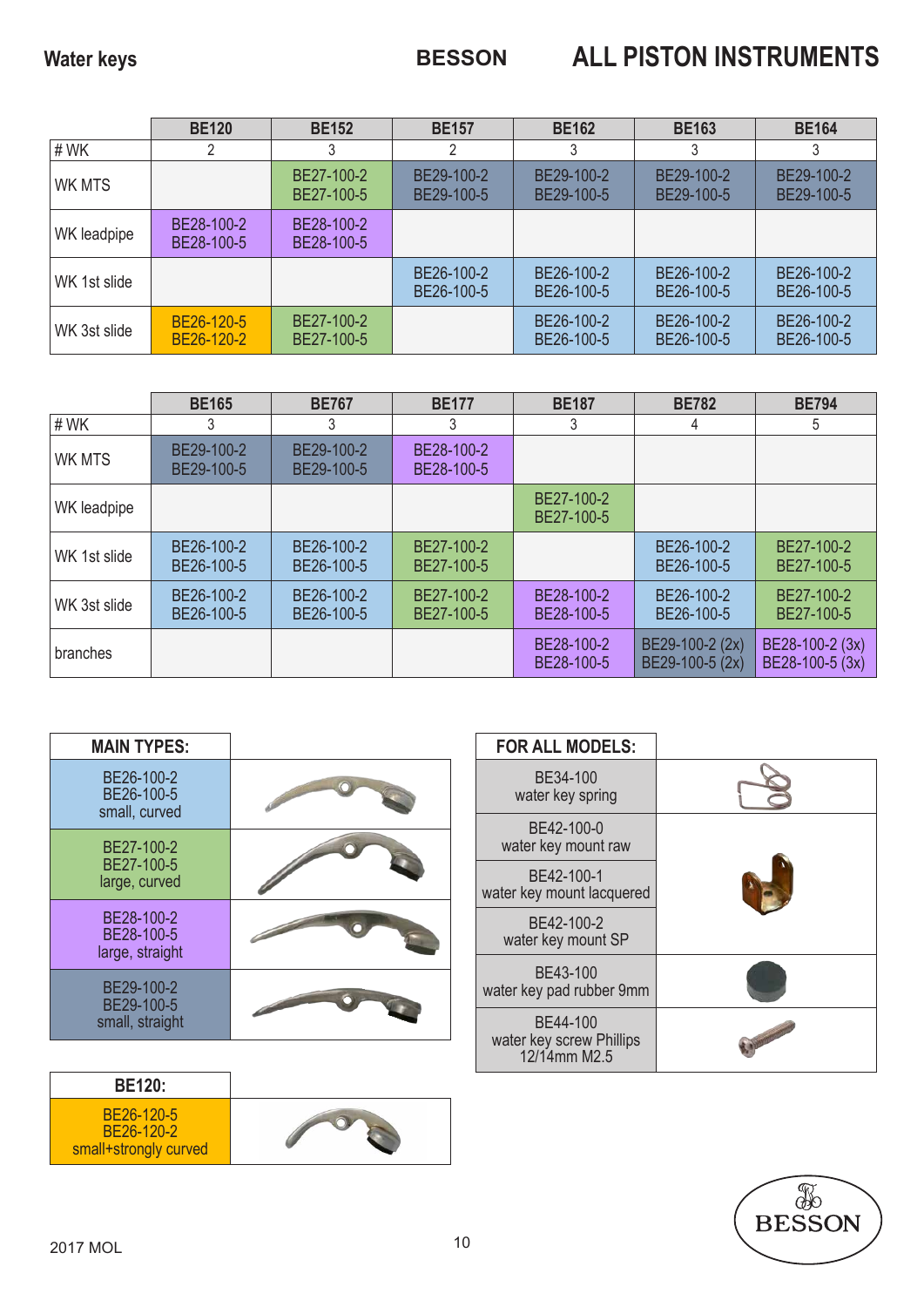# Water keys

## BESSON — ALL PISTON INSTRUMENTS

| | BE120 | BE152 | BE157 | BE162 | BE163 | BE164 |
|---|---|---|---|---|---|---|
| # WK | 2 | 3 | 2 | 3 | 3 | 3 |
| WK MTS | | BE27-100-2 BE27-100-5 | BE29-100-2 BE29-100-5 | BE29-100-2 BE29-100-5 | BE29-100-2 BE29-100-5 | BE29-100-2 BE29-100-5 |
| WK leadpipe | BE28-100-2 BE28-100-5 | BE28-100-2 BE28-100-5 | | | | |
| WK 1st slide | | | BE26-100-2 BE26-100-5 | BE26-100-2 BE26-100-5 | BE26-100-2 BE26-100-5 | BE26-100-2 BE26-100-5 |
| WK 3st slide | BE26-120-5 BE26-120-2 | BE27-100-2 BE27-100-5 | | BE26-100-2 BE26-100-5 | BE26-100-2 BE26-100-5 | BE26-100-2 BE26-100-5 |

| | BE165 | BE767 | BE177 | BE187 | BE782 | BE794 |
|---|---|---|---|---|---|---|
| # WK | 3 | 3 | 3 | 3 | 4 | 5 |
| WK MTS | BE29-100-2 BE29-100-5 | BE29-100-2 BE29-100-5 | BE28-100-2 BE28-100-5 | | | |
| WK leadpipe | | | | BE27-100-2 BE27-100-5 | | |
| WK 1st slide | BE26-100-2 BE26-100-5 | BE26-100-2 BE26-100-5 | BE27-100-2 BE27-100-5 | | BE26-100-2 BE26-100-5 | BE27-100-2 BE27-100-5 |
| WK 3st slide | BE26-100-2 BE26-100-5 | BE26-100-2 BE26-100-5 | BE27-100-2 BE27-100-5 | BE28-100-2 BE28-100-5 | BE26-100-2 BE26-100-5 | BE27-100-2 BE27-100-5 |
| branches | | | | BE28-100-2 BE28-100-5 | BE29-100-2 (2x) BE29-100-5 (2x) | BE28-100-2 (3x) BE28-100-5 (3x) |

| MAIN TYPES: |
|---|
| BE26-100-2 BE26-100-5 small, curved |
| BE27-100-2 BE27-100-5 large, curved |
| BE28-100-2 BE28-100-5 large, straight |
| BE29-100-2 BE29-100-5 small, straight |

| BE120: |
|---|
| BE26-120-5 BE26-120-2 small+strongly curved |

| FOR ALL MODELS: |
|---|
| BE34-100 water key spring |
| BE42-100-0 water key mount raw |
| BE42-100-1 water key mount lacquered |
| BE42-100-2 water key mount SP |
| BE43-100 water key pad rubber 9mm |
| BE44-100 water key screw Phillips 12/14mm M2.5 |

2017 MOL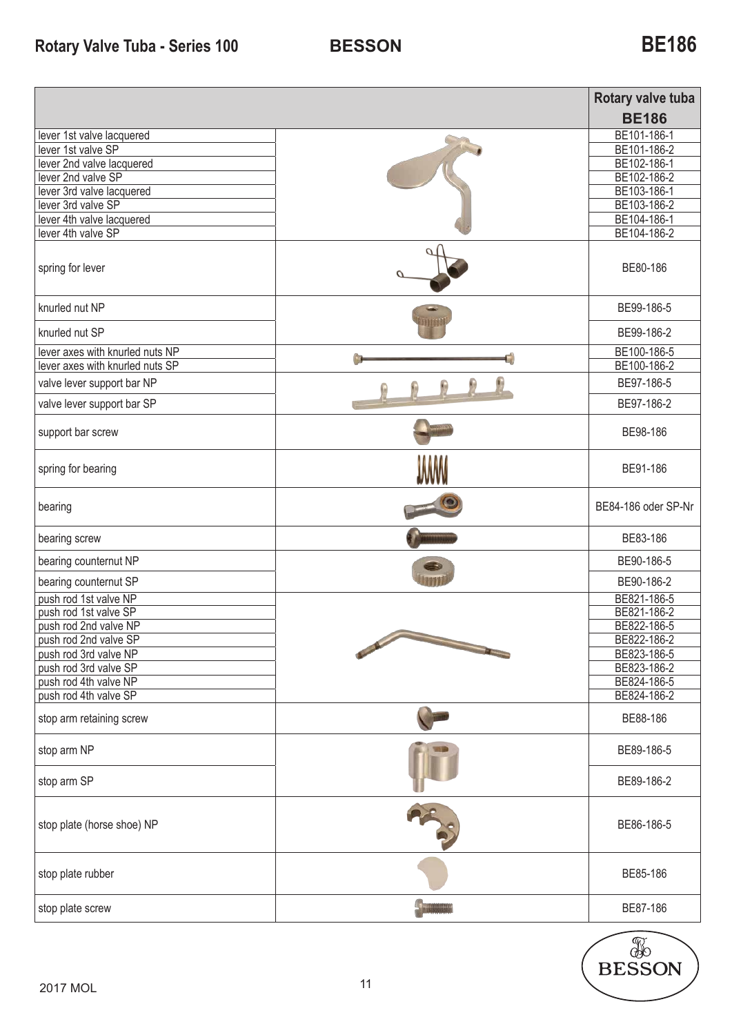# Rotary Valve Tuba - Series 100 | BESSON | BE186

| | Rotary valve tuba BE186 |
|---|---|
| lever 1st valve lacquered | BE101-186-1 |
| lever 1st valve SP | BE101-186-2 |
| lever 2nd valve lacquered | BE102-186-1 |
| lever 2nd valve SP | BE102-186-2 |
| lever 3rd valve lacquered | BE103-186-1 |
| lever 3rd valve SP | BE103-186-2 |
| lever 4th valve lacquered | BE104-186-1 |
| lever 4th valve SP | BE104-186-2 |
| spring for lever | BE80-186 |
| knurled nut NP | BE99-186-5 |
| knurled nut SP | BE99-186-2 |
| lever axes with knurled nuts NP | BE100-186-5 |
| lever axes with knurled nuts SP | BE100-186-2 |
| valve lever support bar NP | BE97-186-5 |
| valve lever support bar SP | BE97-186-2 |
| support bar screw | BE98-186 |
| spring for bearing | BE91-186 |
| bearing | BE84-186 oder SP-Nr |
| bearing screw | BE83-186 |
| bearing counternut NP | BE90-186-5 |
| bearing counternut SP | BE90-186-2 |
| push rod 1st valve NP | BE821-186-5 |
| push rod 1st valve SP | BE821-186-2 |
| push rod 2nd valve NP | BE822-186-5 |
| push rod 2nd valve SP | BE822-186-2 |
| push rod 3rd valve NP | BE823-186-5 |
| push rod 3rd valve SP | BE823-186-2 |
| push rod 4th valve NP | BE824-186-5 |
| push rod 4th valve SP | BE824-186-2 |
| stop arm retaining screw | BE88-186 |
| stop arm NP | BE89-186-5 |
| stop arm SP | BE89-186-2 |
| stop plate (horse shoe) NP | BE86-186-5 |
| stop plate rubber | BE85-186 |
| stop plate screw | BE87-186 |

2017 MOL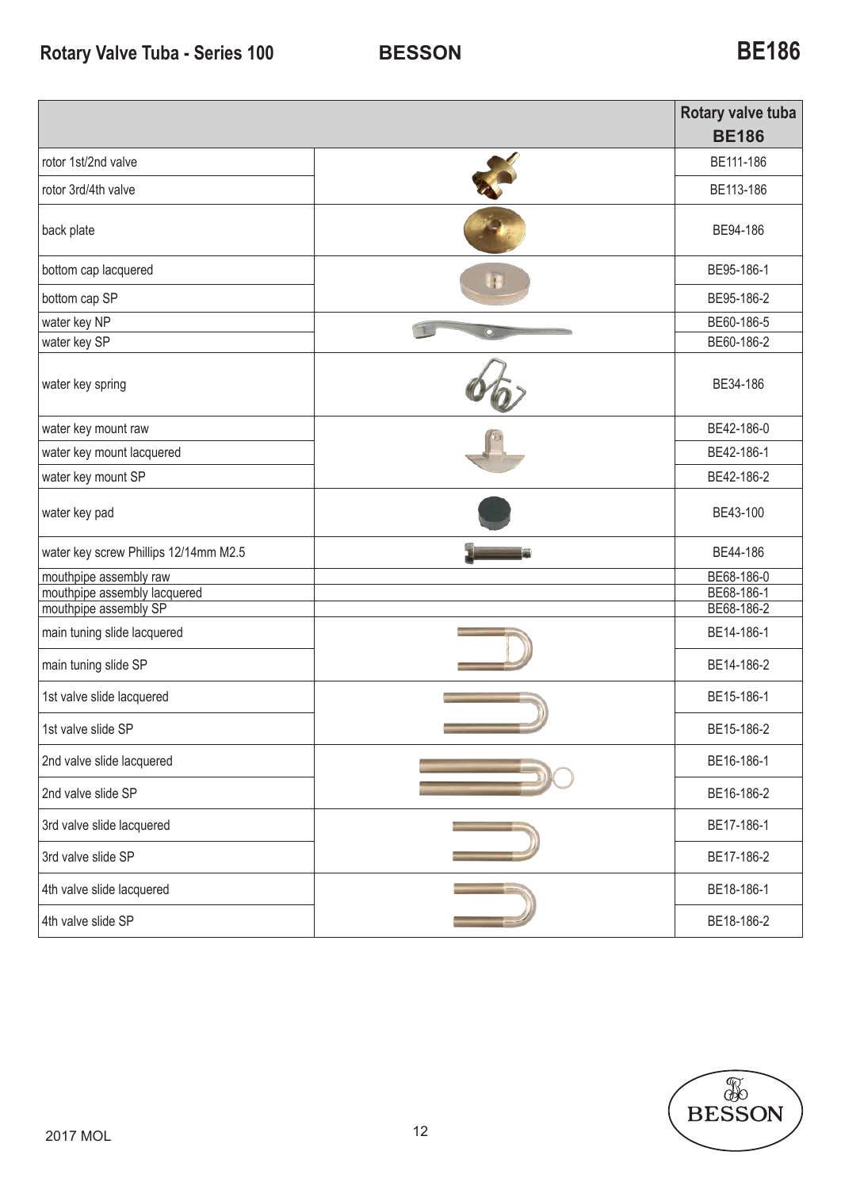# Rotary Valve Tuba - Series 100

## BESSON

## BE186

| | | Rotary valve tuba BE186 |
|---|---|---|
| rotor 1st/2nd valve | | BE111-186 |
| rotor 3rd/4th valve | | BE113-186 |
| back plate | | BE94-186 |
| bottom cap lacquered | | BE95-186-1 |
| bottom cap SP | | BE95-186-2 |
| water key NP | | BE60-186-5 |
| water key SP | | BE60-186-2 |
| water key spring | | BE34-186 |
| water key mount raw | | BE42-186-0 |
| water key mount lacquered | | BE42-186-1 |
| water key mount SP | | BE42-186-2 |
| water key pad | | BE43-100 |
| water key screw Phillips 12/14mm M2.5 | | BE44-186 |
| mouthpipe assembly raw | | BE68-186-0 |
| mouthpipe assembly lacquered | | BE68-186-1 |
| mouthpipe assembly SP | | BE68-186-2 |
| main tuning slide lacquered | | BE14-186-1 |
| main tuning slide SP | | BE14-186-2 |
| 1st valve slide lacquered | | BE15-186-1 |
| 1st valve slide SP | | BE15-186-2 |
| 2nd valve slide lacquered | | BE16-186-1 |
| 2nd valve slide SP | | BE16-186-2 |
| 3rd valve slide lacquered | | BE17-186-1 |
| 3rd valve slide SP | | BE17-186-2 |
| 4th valve slide lacquered | | BE18-186-1 |
| 4th valve slide SP | | BE18-186-2 |

2017 MOL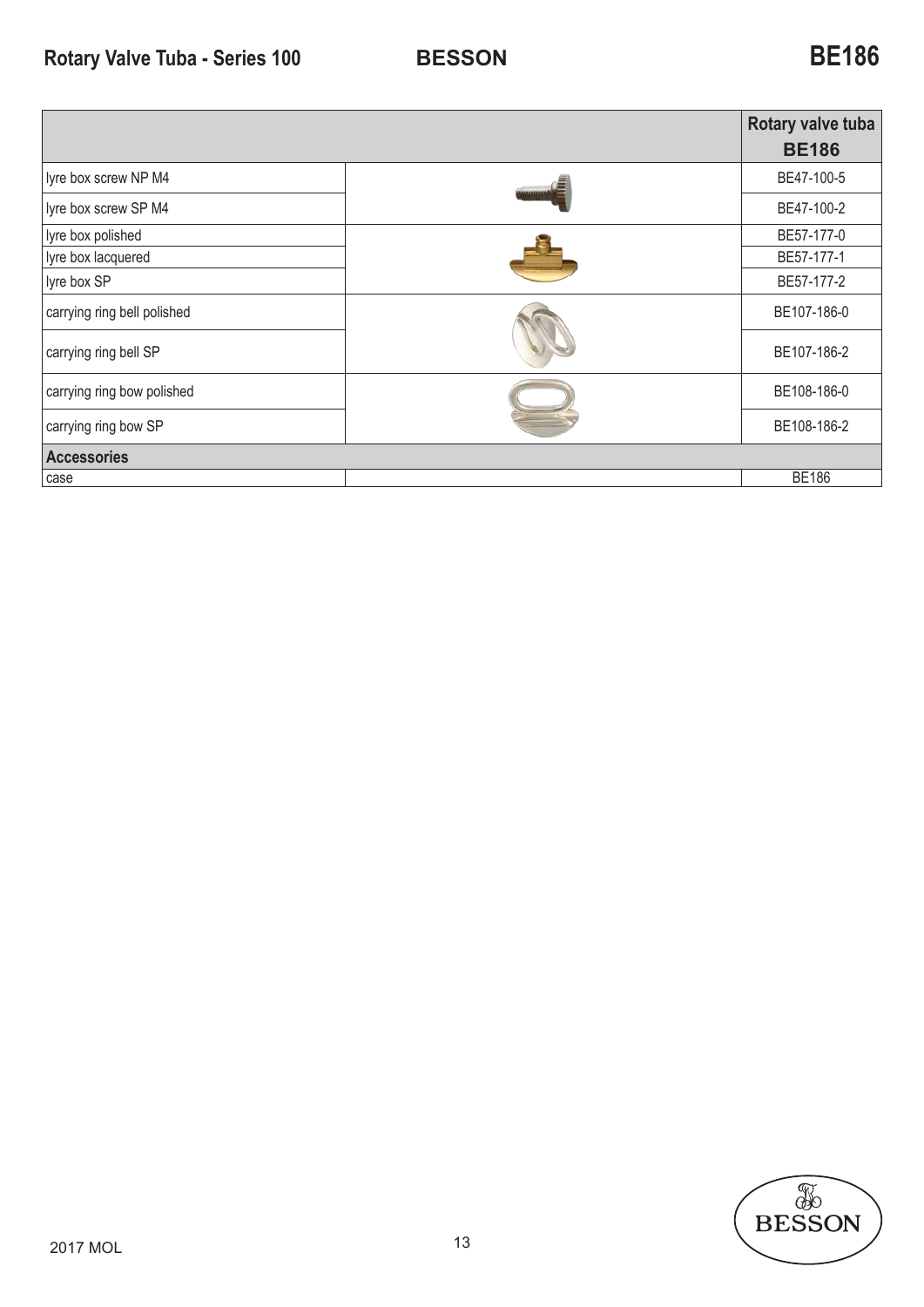# Rotary Valve Tuba - Series 100 BESSON BE186

| | | Rotary valve tuba BE186 |
|---|---|---|
| lyre box screw NP M4 | | BE47-100-5 |
| lyre box screw SP M4 | | BE47-100-2 |
| lyre box polished | | BE57-177-0 |
| lyre box lacquered | | BE57-177-1 |
| lyre box SP | | BE57-177-2 |
| carrying ring bell polished | | BE107-186-0 |
| carrying ring bell SP | | BE107-186-2 |
| carrying ring bow polished | | BE108-186-0 |
| carrying ring bow SP | | BE108-186-2 |
| **Accessories** | | |
| case | | BE186 |

2017 MOL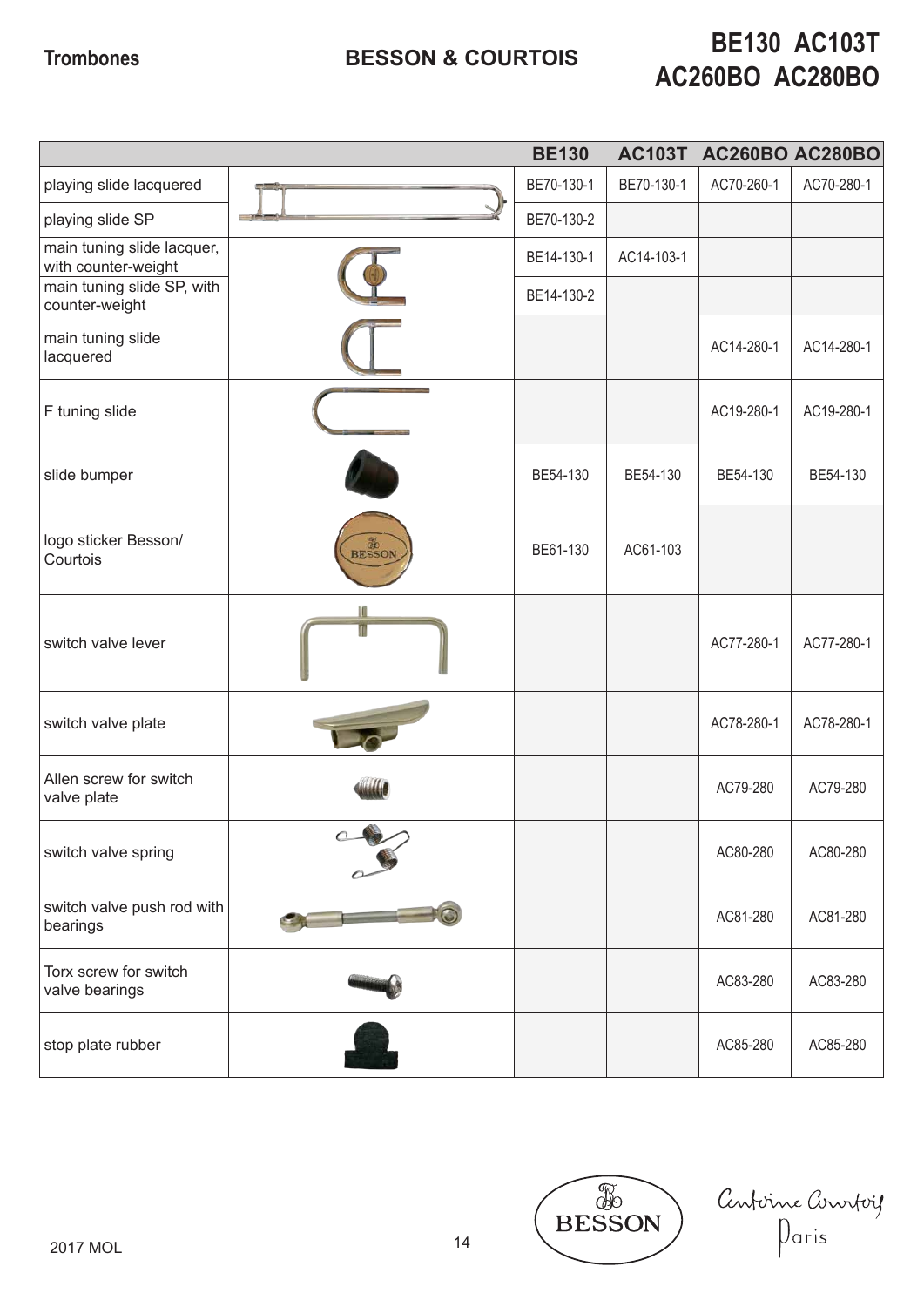# Trombones — BESSON & COURTOIS

## BE130 AC103T AC260BO AC280BO

| | | BE130 | AC103T | AC260BO | AC280BO |
|---|---|---|---|---|---|
| playing slide lacquered | | BE70-130-1 | BE70-130-1 | AC70-260-1 | AC70-280-1 |
| playing slide SP | | BE70-130-2 | | | |
| main tuning slide lacquer, with counter-weight | | BE14-130-1 | AC14-103-1 | | |
| main tuning slide SP, with counter-weight | | BE14-130-2 | | | |
| main tuning slide lacquered | | | | AC14-280-1 | AC14-280-1 |
| F tuning slide | | | | AC19-280-1 | AC19-280-1 |
| slide bumper | | BE54-130 | BE54-130 | BE54-130 | BE54-130 |
| logo sticker Besson/ Courtois | | BE61-130 | AC61-103 | | |
| switch valve lever | | | | AC77-280-1 | AC77-280-1 |
| switch valve plate | | | | AC78-280-1 | AC78-280-1 |
| Allen screw for switch valve plate | | | | AC79-280 | AC79-280 |
| switch valve spring | | | | AC80-280 | AC80-280 |
| switch valve push rod with bearings | | | | AC81-280 | AC81-280 |
| Torx screw for switch valve bearings | | | | AC83-280 | AC83-280 |
| stop plate rubber | | | | AC85-280 | AC85-280 |

2017 MOL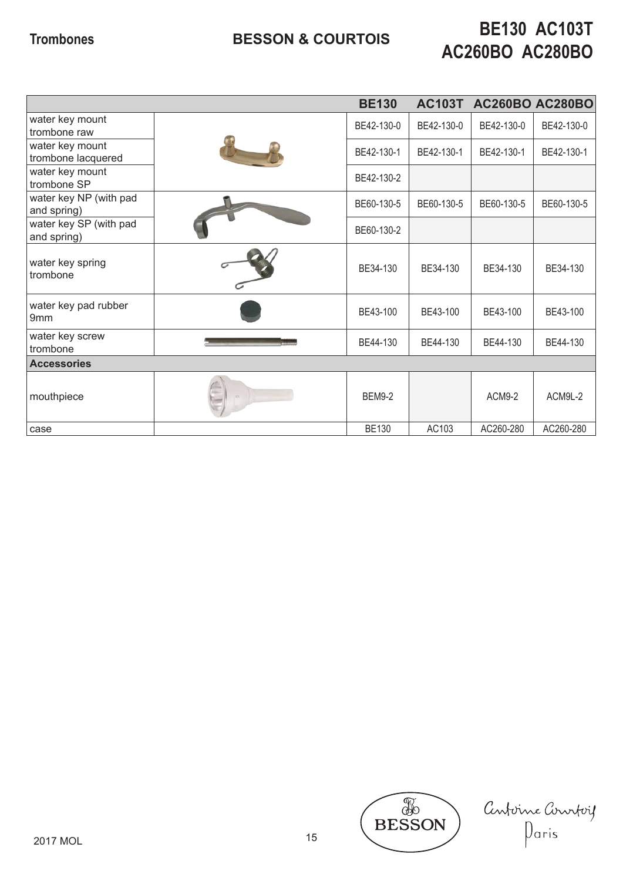# Trombones

## BESSON & COURTOIS

## BE130 AC103T AC260BO AC280BO

| | | BE130 | AC103T | AC260BO | AC280BO |
|---|---|---|---|---|---|
| water key mount trombone raw | | BE42-130-0 | BE42-130-0 | BE42-130-0 | BE42-130-0 |
| water key mount trombone lacquered | | BE42-130-1 | BE42-130-1 | BE42-130-1 | BE42-130-1 |
| water key mount trombone SP | | BE42-130-2 | | | |
| water key NP (with pad and spring) | | BE60-130-5 | BE60-130-5 | BE60-130-5 | BE60-130-5 |
| water key SP (with pad and spring) | | BE60-130-2 | | | |
| water key spring trombone | | BE34-130 | BE34-130 | BE34-130 | BE34-130 |
| water key pad rubber 9mm | | BE43-100 | BE43-100 | BE43-100 | BE43-100 |
| water key screw trombone | | BE44-130 | BE44-130 | BE44-130 | BE44-130 |
| **Accessories** | | | | | |
| mouthpiece | | BEM9-2 | | ACM9-2 | ACM9L-2 |
| case | | BE130 | AC103 | AC260-280 | AC260-280 |

2017 MOL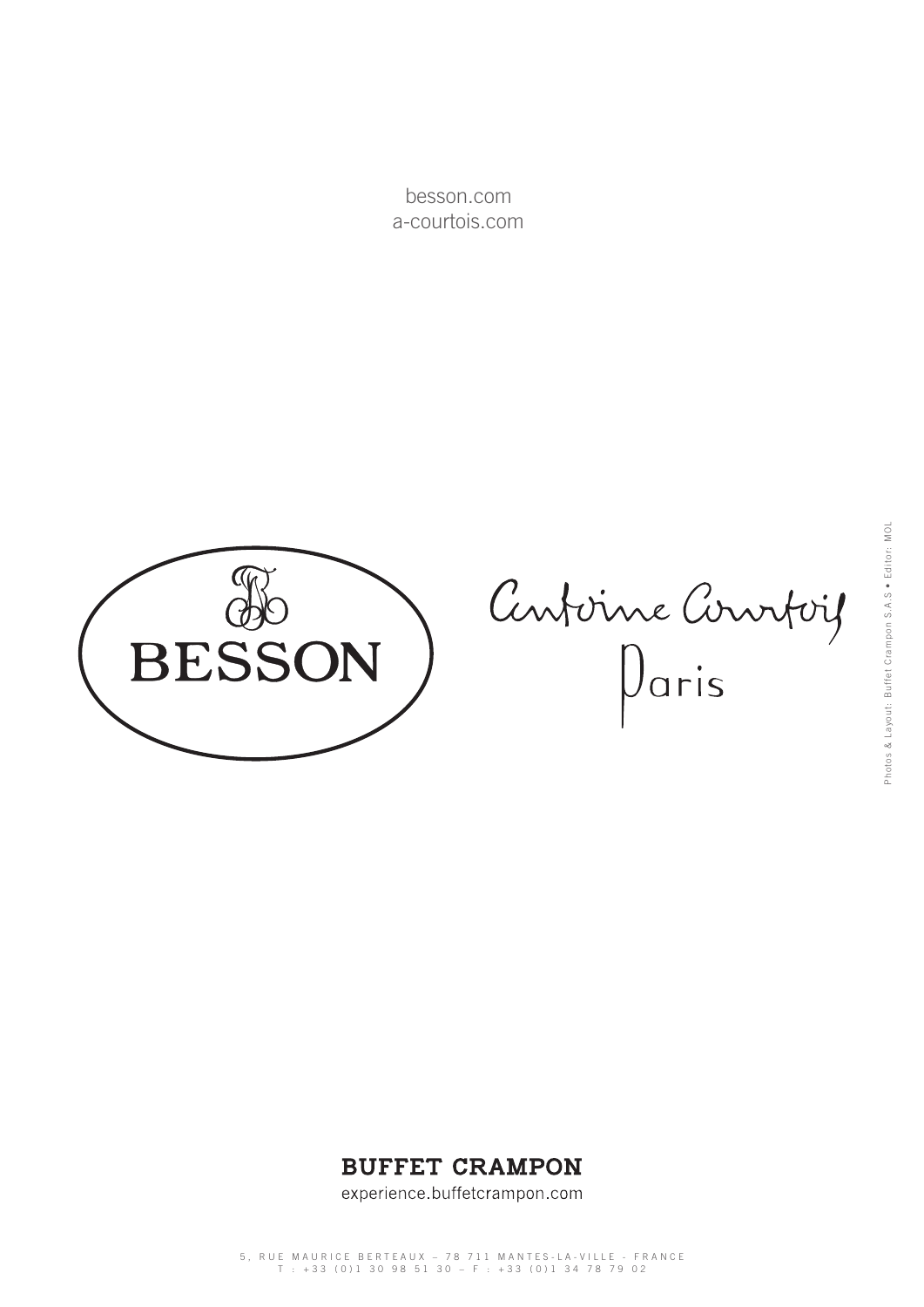besson.com
a-courtois.com

BESSON

Antoine Courtois
Paris

Photos & Layout: Buffet Crampon S.A.S • Editor: MOL

**BUFFET CRAMPON**

experience.buffetcrampon.com

5, RUE MAURICE BERTEAUX – 78 711 MANTES-LA-VILLE - FRANCE
T : +33 (0)1 30 98 51 30 – F : +33 (0)1 34 78 79 02